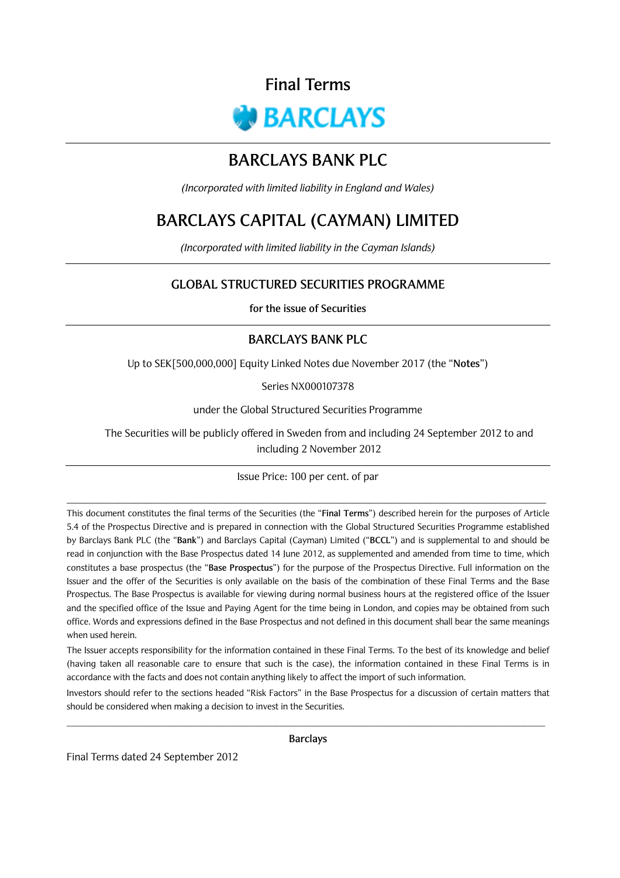# Final Terms

**BARCLAYS**

---

# BARCLAYS BANK PLC

*(Incorporated with limited liability in England and Wales)*

# BARCLAYS CAPITAL (CAYMAN) LIMITED

*(Incorporated with limited liability in the Cayman Islands)*

---

## GLOBAL STRUCTURED SECURITIES PROGRAMME

**for the issue of Securities**

---

## BARCLAYS BANK PLC

Up to SEK[500,000,000] Equity Linked Notes due November 2017 (the "**Notes**")

Series NX000107378

under the Global Structured Securities Programme

The Securities will be publicly offered in Sweden from and including 24 September 2012 to and including 2 November 2012

---

Issue Price: 100 per cent. of par

---

This document constitutes the final terms of the Securities (the "**Final Terms**") described herein for the purposes of Article 5.4 of the Prospectus Directive and is prepared in connection with the Global Structured Securities Programme established by Barclays Bank PLC (the "**Bank**") and Barclays Capital (Cayman) Limited ("**BCCL**") and is supplemental to and should be read in conjunction with the Base Prospectus dated 14 June 2012, as supplemented and amended from time to time, which constitutes a base prospectus (the "**Base Prospectus**") for the purpose of the Prospectus Directive. Full information on the Issuer and the offer of the Securities is only available on the basis of the combination of these Final Terms and the Base Prospectus. The Base Prospectus is available for viewing during normal business hours at the registered office of the Issuer and the specified office of the Issue and Paying Agent for the time being in London, and copies may be obtained from such office. Words and expressions defined in the Base Prospectus and not defined in this document shall bear the same meanings when used herein.

The Issuer accepts responsibility for the information contained in these Final Terms. To the best of its knowledge and belief (having taken all reasonable care to ensure that such is the case), the information contained in these Final Terms is in accordance with the facts and does not contain anything likely to affect the import of such information.

Investors should refer to the sections headed "Risk Factors" in the Base Prospectus for a discussion of certain matters that should be considered when making a decision to invest in the Securities.

---

**Barclays**

Final Terms dated 24 September 2012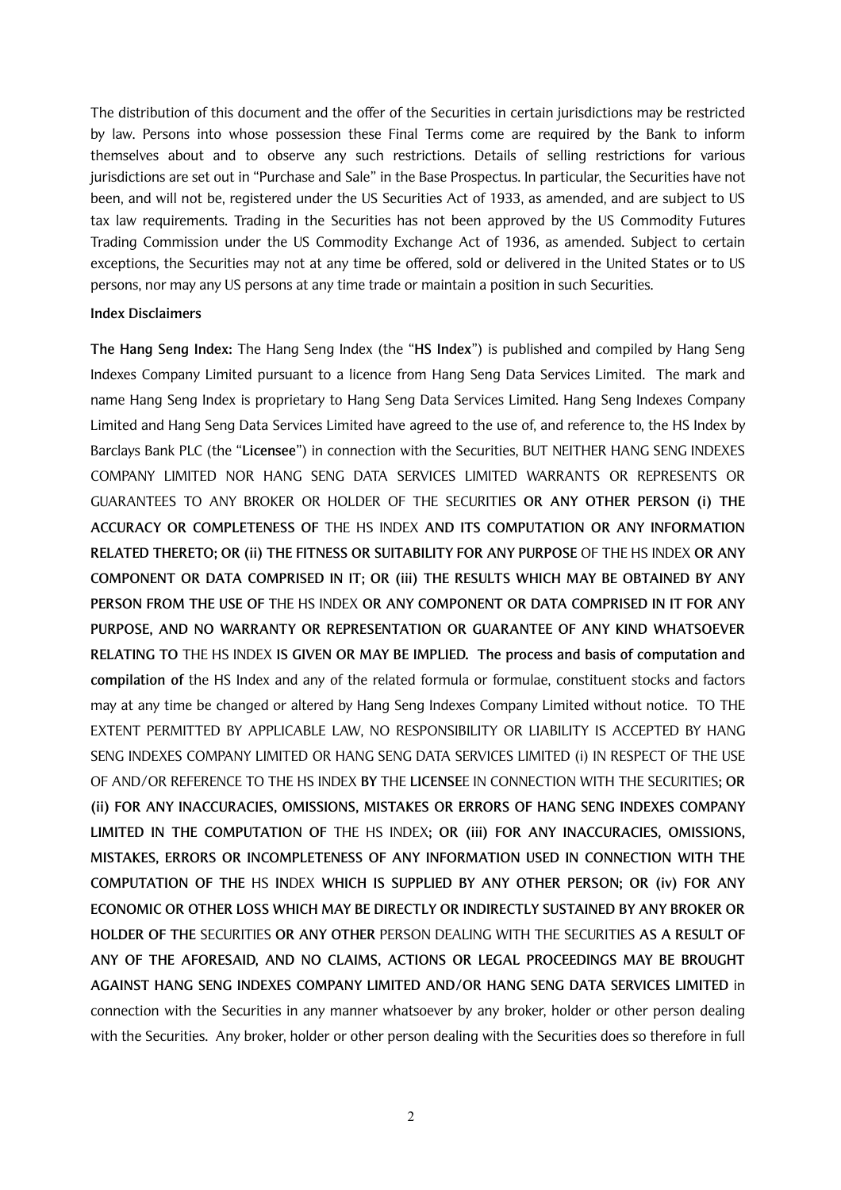The distribution of this document and the offer of the Securities in certain jurisdictions may be restricted by law. Persons into whose possession these Final Terms come are required by the Bank to inform themselves about and to observe any such restrictions. Details of selling restrictions for various jurisdictions are set out in "Purchase and Sale" in the Base Prospectus. In particular, the Securities have not been, and will not be, registered under the US Securities Act of 1933, as amended, and are subject to US tax law requirements. Trading in the Securities has not been approved by the US Commodity Futures Trading Commission under the US Commodity Exchange Act of 1936, as amended. Subject to certain exceptions, the Securities may not at any time be offered, sold or delivered in the United States or to US persons, nor may any US persons at any time trade or maintain a position in such Securities.

**Index Disclaimers**

**The Hang Seng Index:** The Hang Seng Index (the "**HS Index**") is published and compiled by Hang Seng Indexes Company Limited pursuant to a licence from Hang Seng Data Services Limited. The mark and name Hang Seng Index is proprietary to Hang Seng Data Services Limited. Hang Seng Indexes Company Limited and Hang Seng Data Services Limited have agreed to the use of, and reference to, the HS Index by Barclays Bank PLC (the "**Licensee**") in connection with the Securities, BUT NEITHER HANG SENG INDEXES COMPANY LIMITED NOR HANG SENG DATA SERVICES LIMITED WARRANTS OR REPRESENTS OR GUARANTEES TO ANY BROKER OR HOLDER OF THE SECURITIES **OR ANY OTHER PERSON (i) THE ACCURACY OR COMPLETENESS OF** THE HS INDEX **AND ITS COMPUTATION OR ANY INFORMATION RELATED THERETO; OR (ii) THE FITNESS OR SUITABILITY FOR ANY PURPOSE** OF THE HS INDEX **OR ANY COMPONENT OR DATA COMPRISED IN IT; OR (iii) THE RESULTS WHICH MAY BE OBTAINED BY ANY PERSON FROM THE USE OF** THE HS INDEX **OR ANY COMPONENT OR DATA COMPRISED IN IT FOR ANY PURPOSE, AND NO WARRANTY OR REPRESENTATION OR GUARANTEE OF ANY KIND WHATSOEVER RELATING TO** THE HS INDEX **IS GIVEN OR MAY BE IMPLIED. The process and basis of computation and compilation of** the HS Index and any of the related formula or formulae, constituent stocks and factors may at any time be changed or altered by Hang Seng Indexes Company Limited without notice. TO THE EXTENT PERMITTED BY APPLICABLE LAW, NO RESPONSIBILITY OR LIABILITY IS ACCEPTED BY HANG SENG INDEXES COMPANY LIMITED OR HANG SENG DATA SERVICES LIMITED (i) IN RESPECT OF THE USE OF AND/OR REFERENCE TO THE HS INDEX **BY** THE **LICENSE**E IN CONNECTION WITH THE SECURITIES**; OR (ii) FOR ANY INACCURACIES, OMISSIONS, MISTAKES OR ERRORS OF HANG SENG INDEXES COMPANY LIMITED IN THE COMPUTATION OF** THE HS INDEX**; OR (iii) FOR ANY INACCURACIES, OMISSIONS, MISTAKES, ERRORS OR INCOMPLETENESS OF ANY INFORMATION USED IN CONNECTION WITH THE COMPUTATION OF THE** HS I**N**DEX **WHICH IS SUPPLIED BY ANY OTHER PERSON; OR (iv) FOR ANY ECONOMIC OR OTHER LOSS WHICH MAY BE DIRECTLY OR INDIRECTLY SUSTAINED BY ANY BROKER OR HOLDER OF THE** SECURITIES **OR ANY OTHER** PERSON DEALING WITH THE SECURITIES **AS A RESULT OF ANY OF THE AFORESAID, AND NO CLAIMS, ACTIONS OR LEGAL PROCEEDINGS MAY BE BROUGHT AGAINST HANG SENG INDEXES COMPANY LIMITED AND/OR HANG SENG DATA SERVICES LIMITED** in connection with the Securities in any manner whatsoever by any broker, holder or other person dealing with the Securities. Any broker, holder or other person dealing with the Securities does so therefore in full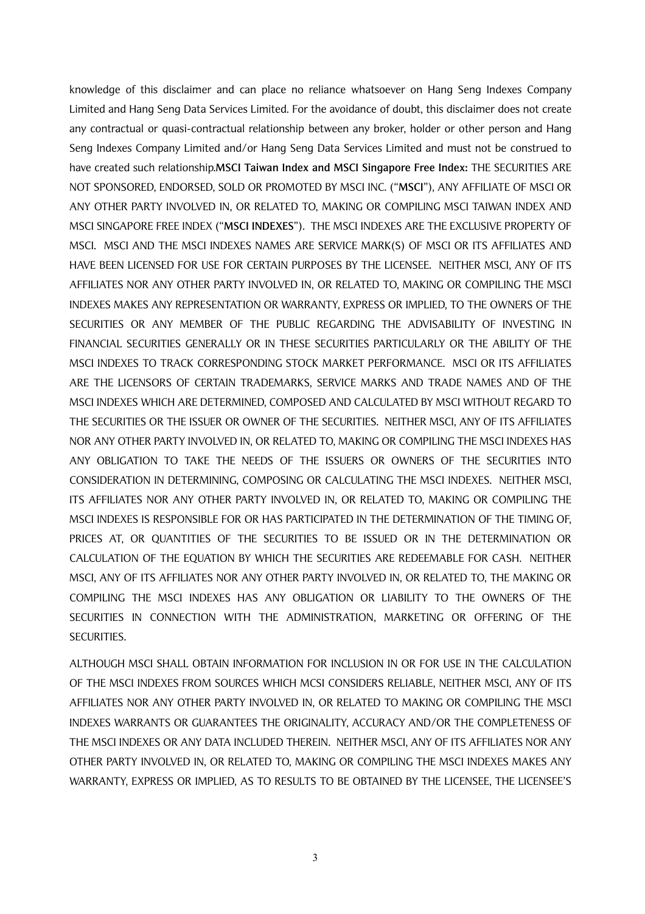knowledge of this disclaimer and can place no reliance whatsoever on Hang Seng Indexes Company Limited and Hang Seng Data Services Limited. For the avoidance of doubt, this disclaimer does not create any contractual or quasi-contractual relationship between any broker, holder or other person and Hang Seng Indexes Company Limited and/or Hang Seng Data Services Limited and must not be construed to have created such relationship.**MSCI Taiwan Index and MSCI Singapore Free Index:** THE SECURITIES ARE NOT SPONSORED, ENDORSED, SOLD OR PROMOTED BY MSCI INC. ("**MSCI**"), ANY AFFILIATE OF MSCI OR ANY OTHER PARTY INVOLVED IN, OR RELATED TO, MAKING OR COMPILING MSCI TAIWAN INDEX AND MSCI SINGAPORE FREE INDEX ("**MSCI INDEXES**"). THE MSCI INDEXES ARE THE EXCLUSIVE PROPERTY OF MSCI. MSCI AND THE MSCI INDEXES NAMES ARE SERVICE MARK(S) OF MSCI OR ITS AFFILIATES AND HAVE BEEN LICENSED FOR USE FOR CERTAIN PURPOSES BY THE LICENSEE. NEITHER MSCI, ANY OF ITS AFFILIATES NOR ANY OTHER PARTY INVOLVED IN, OR RELATED TO, MAKING OR COMPILING THE MSCI INDEXES MAKES ANY REPRESENTATION OR WARRANTY, EXPRESS OR IMPLIED, TO THE OWNERS OF THE SECURITIES OR ANY MEMBER OF THE PUBLIC REGARDING THE ADVISABILITY OF INVESTING IN FINANCIAL SECURITIES GENERALLY OR IN THESE SECURITIES PARTICULARLY OR THE ABILITY OF THE MSCI INDEXES TO TRACK CORRESPONDING STOCK MARKET PERFORMANCE. MSCI OR ITS AFFILIATES ARE THE LICENSORS OF CERTAIN TRADEMARKS, SERVICE MARKS AND TRADE NAMES AND OF THE MSCI INDEXES WHICH ARE DETERMINED, COMPOSED AND CALCULATED BY MSCI WITHOUT REGARD TO THE SECURITIES OR THE ISSUER OR OWNER OF THE SECURITIES. NEITHER MSCI, ANY OF ITS AFFILIATES NOR ANY OTHER PARTY INVOLVED IN, OR RELATED TO, MAKING OR COMPILING THE MSCI INDEXES HAS ANY OBLIGATION TO TAKE THE NEEDS OF THE ISSUERS OR OWNERS OF THE SECURITIES INTO CONSIDERATION IN DETERMINING, COMPOSING OR CALCULATING THE MSCI INDEXES. NEITHER MSCI, ITS AFFILIATES NOR ANY OTHER PARTY INVOLVED IN, OR RELATED TO, MAKING OR COMPILING THE MSCI INDEXES IS RESPONSIBLE FOR OR HAS PARTICIPATED IN THE DETERMINATION OF THE TIMING OF, PRICES AT, OR QUANTITIES OF THE SECURITIES TO BE ISSUED OR IN THE DETERMINATION OR CALCULATION OF THE EQUATION BY WHICH THE SECURITIES ARE REDEEMABLE FOR CASH. NEITHER MSCI, ANY OF ITS AFFILIATES NOR ANY OTHER PARTY INVOLVED IN, OR RELATED TO, THE MAKING OR COMPILING THE MSCI INDEXES HAS ANY OBLIGATION OR LIABILITY TO THE OWNERS OF THE SECURITIES IN CONNECTION WITH THE ADMINISTRATION, MARKETING OR OFFERING OF THE SECURITIES.

ALTHOUGH MSCI SHALL OBTAIN INFORMATION FOR INCLUSION IN OR FOR USE IN THE CALCULATION OF THE MSCI INDEXES FROM SOURCES WHICH MCSI CONSIDERS RELIABLE, NEITHER MSCI, ANY OF ITS AFFILIATES NOR ANY OTHER PARTY INVOLVED IN, OR RELATED TO MAKING OR COMPILING THE MSCI INDEXES WARRANTS OR GUARANTEES THE ORIGINALITY, ACCURACY AND/OR THE COMPLETENESS OF THE MSCI INDEXES OR ANY DATA INCLUDED THEREIN. NEITHER MSCI, ANY OF ITS AFFILIATES NOR ANY OTHER PARTY INVOLVED IN, OR RELATED TO, MAKING OR COMPILING THE MSCI INDEXES MAKES ANY WARRANTY, EXPRESS OR IMPLIED, AS TO RESULTS TO BE OBTAINED BY THE LICENSEE, THE LICENSEE'S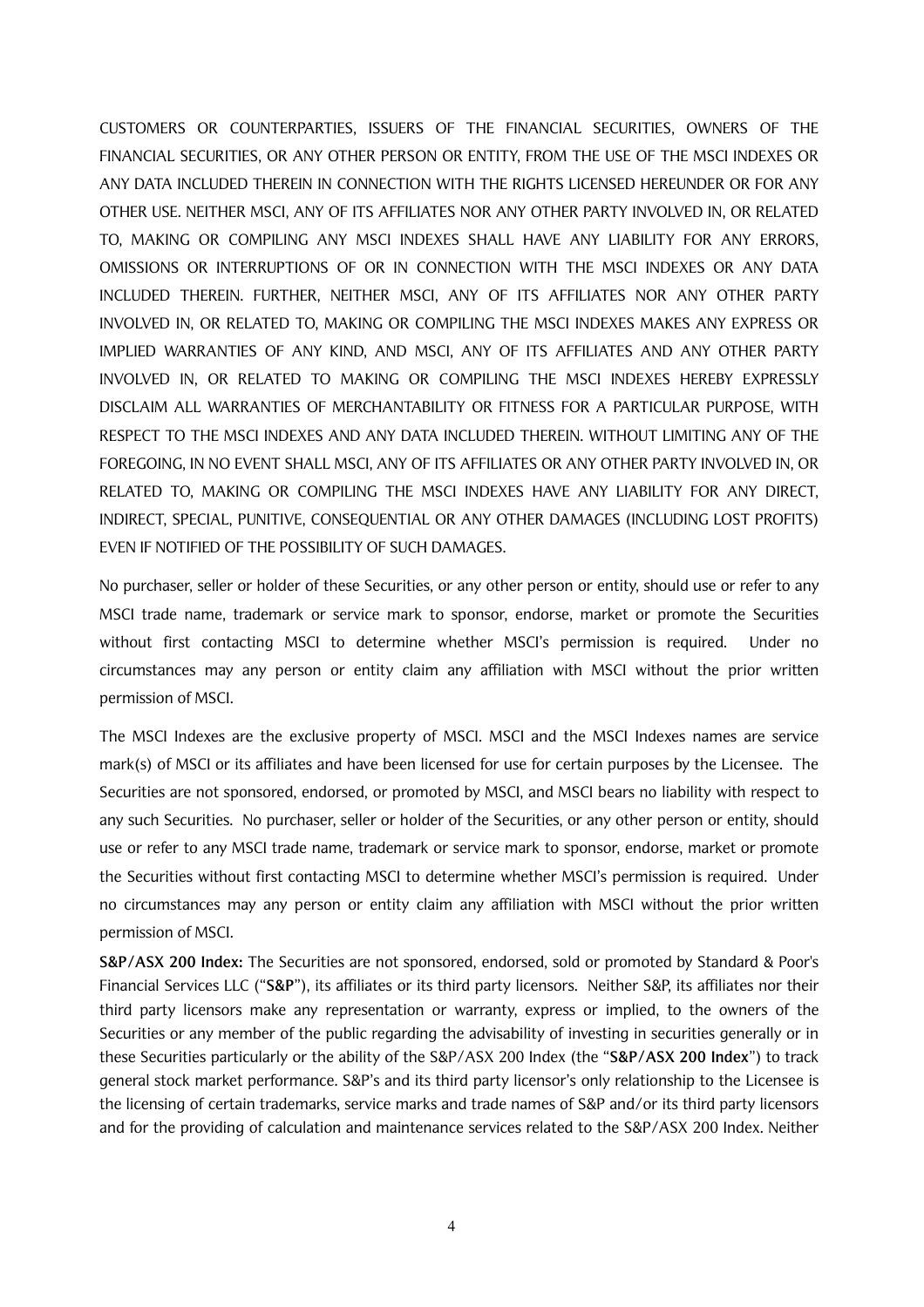CUSTOMERS OR COUNTERPARTIES, ISSUERS OF THE FINANCIAL SECURITIES, OWNERS OF THE FINANCIAL SECURITIES, OR ANY OTHER PERSON OR ENTITY, FROM THE USE OF THE MSCI INDEXES OR ANY DATA INCLUDED THEREIN IN CONNECTION WITH THE RIGHTS LICENSED HEREUNDER OR FOR ANY OTHER USE. NEITHER MSCI, ANY OF ITS AFFILIATES NOR ANY OTHER PARTY INVOLVED IN, OR RELATED TO, MAKING OR COMPILING ANY MSCI INDEXES SHALL HAVE ANY LIABILITY FOR ANY ERRORS, OMISSIONS OR INTERRUPTIONS OF OR IN CONNECTION WITH THE MSCI INDEXES OR ANY DATA INCLUDED THEREIN. FURTHER, NEITHER MSCI, ANY OF ITS AFFILIATES NOR ANY OTHER PARTY INVOLVED IN, OR RELATED TO, MAKING OR COMPILING THE MSCI INDEXES MAKES ANY EXPRESS OR IMPLIED WARRANTIES OF ANY KIND, AND MSCI, ANY OF ITS AFFILIATES AND ANY OTHER PARTY INVOLVED IN, OR RELATED TO MAKING OR COMPILING THE MSCI INDEXES HEREBY EXPRESSLY DISCLAIM ALL WARRANTIES OF MERCHANTABILITY OR FITNESS FOR A PARTICULAR PURPOSE, WITH RESPECT TO THE MSCI INDEXES AND ANY DATA INCLUDED THEREIN. WITHOUT LIMITING ANY OF THE FOREGOING, IN NO EVENT SHALL MSCI, ANY OF ITS AFFILIATES OR ANY OTHER PARTY INVOLVED IN, OR RELATED TO, MAKING OR COMPILING THE MSCI INDEXES HAVE ANY LIABILITY FOR ANY DIRECT, INDIRECT, SPECIAL, PUNITIVE, CONSEQUENTIAL OR ANY OTHER DAMAGES (INCLUDING LOST PROFITS) EVEN IF NOTIFIED OF THE POSSIBILITY OF SUCH DAMAGES.

No purchaser, seller or holder of these Securities, or any other person or entity, should use or refer to any MSCI trade name, trademark or service mark to sponsor, endorse, market or promote the Securities without first contacting MSCI to determine whether MSCI's permission is required. Under no circumstances may any person or entity claim any affiliation with MSCI without the prior written permission of MSCI.

The MSCI Indexes are the exclusive property of MSCI. MSCI and the MSCI Indexes names are service mark(s) of MSCI or its affiliates and have been licensed for use for certain purposes by the Licensee. The Securities are not sponsored, endorsed, or promoted by MSCI, and MSCI bears no liability with respect to any such Securities. No purchaser, seller or holder of the Securities, or any other person or entity, should use or refer to any MSCI trade name, trademark or service mark to sponsor, endorse, market or promote the Securities without first contacting MSCI to determine whether MSCI's permission is required. Under no circumstances may any person or entity claim any affiliation with MSCI without the prior written permission of MSCI.

**S&P/ASX 200 Index:** The Securities are not sponsored, endorsed, sold or promoted by Standard & Poor's Financial Services LLC ("**S&P**"), its affiliates or its third party licensors. Neither S&P, its affiliates nor their third party licensors make any representation or warranty, express or implied, to the owners of the Securities or any member of the public regarding the advisability of investing in securities generally or in these Securities particularly or the ability of the S&P/ASX 200 Index (the "**S&P/ASX 200 Index**") to track general stock market performance. S&P's and its third party licensor's only relationship to the Licensee is the licensing of certain trademarks, service marks and trade names of S&P and/or its third party licensors and for the providing of calculation and maintenance services related to the S&P/ASX 200 Index. Neither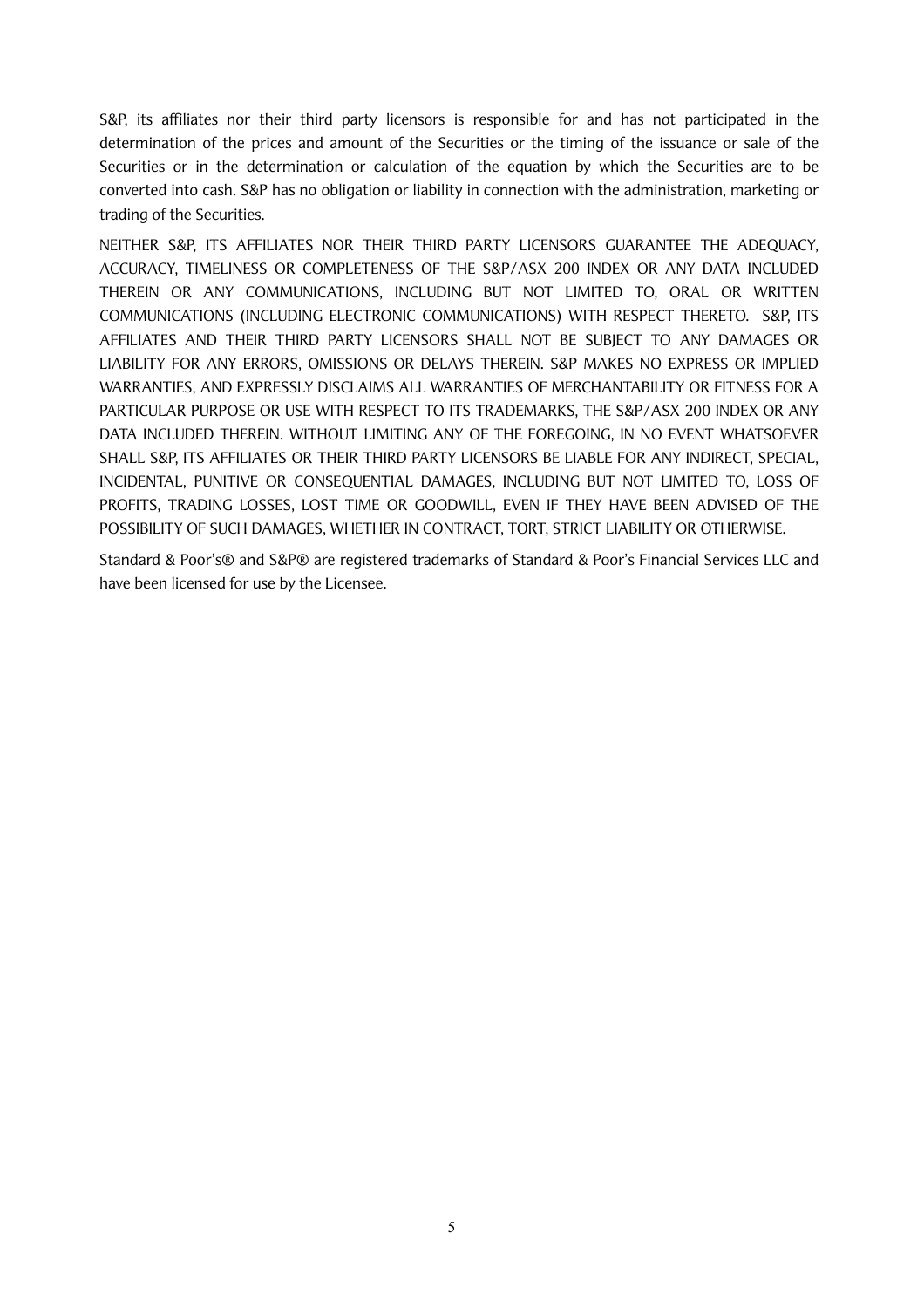S&P, its affiliates nor their third party licensors is responsible for and has not participated in the determination of the prices and amount of the Securities or the timing of the issuance or sale of the Securities or in the determination or calculation of the equation by which the Securities are to be converted into cash. S&P has no obligation or liability in connection with the administration, marketing or trading of the Securities.

NEITHER S&P, ITS AFFILIATES NOR THEIR THIRD PARTY LICENSORS GUARANTEE THE ADEQUACY, ACCURACY, TIMELINESS OR COMPLETENESS OF THE S&P/ASX 200 INDEX OR ANY DATA INCLUDED THEREIN OR ANY COMMUNICATIONS, INCLUDING BUT NOT LIMITED TO, ORAL OR WRITTEN COMMUNICATIONS (INCLUDING ELECTRONIC COMMUNICATIONS) WITH RESPECT THERETO. S&P, ITS AFFILIATES AND THEIR THIRD PARTY LICENSORS SHALL NOT BE SUBJECT TO ANY DAMAGES OR LIABILITY FOR ANY ERRORS, OMISSIONS OR DELAYS THEREIN. S&P MAKES NO EXPRESS OR IMPLIED WARRANTIES, AND EXPRESSLY DISCLAIMS ALL WARRANTIES OF MERCHANTABILITY OR FITNESS FOR A PARTICULAR PURPOSE OR USE WITH RESPECT TO ITS TRADEMARKS, THE S&P/ASX 200 INDEX OR ANY DATA INCLUDED THEREIN. WITHOUT LIMITING ANY OF THE FOREGOING, IN NO EVENT WHATSOEVER SHALL S&P, ITS AFFILIATES OR THEIR THIRD PARTY LICENSORS BE LIABLE FOR ANY INDIRECT, SPECIAL, INCIDENTAL, PUNITIVE OR CONSEQUENTIAL DAMAGES, INCLUDING BUT NOT LIMITED TO, LOSS OF PROFITS, TRADING LOSSES, LOST TIME OR GOODWILL, EVEN IF THEY HAVE BEEN ADVISED OF THE POSSIBILITY OF SUCH DAMAGES, WHETHER IN CONTRACT, TORT, STRICT LIABILITY OR OTHERWISE.

Standard & Poor's® and S&P® are registered trademarks of Standard & Poor's Financial Services LLC and have been licensed for use by the Licensee.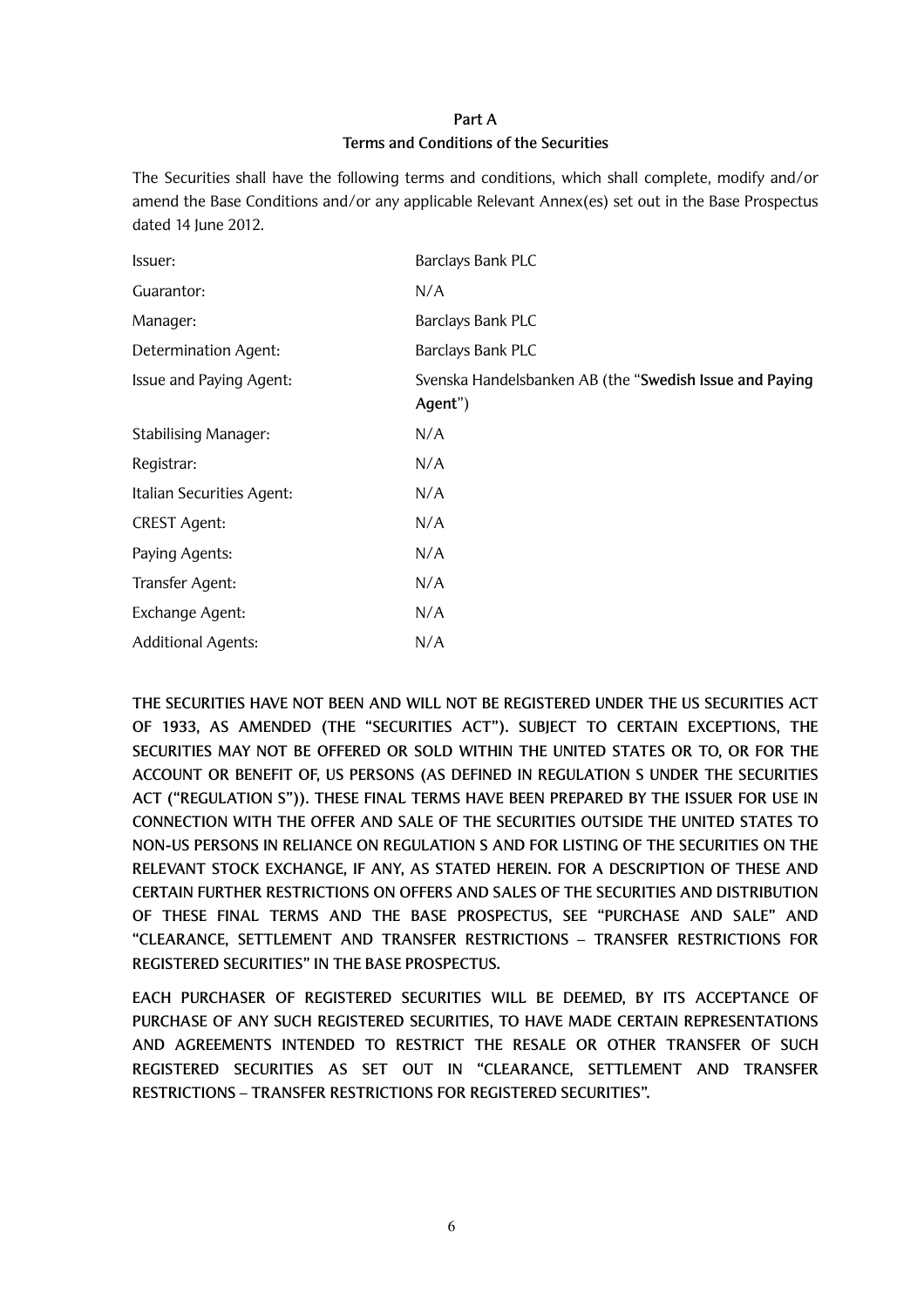## Part A

### Terms and Conditions of the Securities

The Securities shall have the following terms and conditions, which shall complete, modify and/or amend the Base Conditions and/or any applicable Relevant Annex(es) set out in the Base Prospectus dated 14 June 2012.

| | |
|---|---|
| Issuer: | Barclays Bank PLC |
| Guarantor: | N/A |
| Manager: | Barclays Bank PLC |
| Determination Agent: | Barclays Bank PLC |
| Issue and Paying Agent: | Svenska Handelsbanken AB (the "**Swedish Issue and Paying Agent**") |
| Stabilising Manager: | N/A |
| Registrar: | N/A |
| Italian Securities Agent: | N/A |
| CREST Agent: | N/A |
| Paying Agents: | N/A |
| Transfer Agent: | N/A |
| Exchange Agent: | N/A |
| Additional Agents: | N/A |

**THE SECURITIES HAVE NOT BEEN AND WILL NOT BE REGISTERED UNDER THE US SECURITIES ACT OF 1933, AS AMENDED (THE "SECURITIES ACT"). SUBJECT TO CERTAIN EXCEPTIONS, THE SECURITIES MAY NOT BE OFFERED OR SOLD WITHIN THE UNITED STATES OR TO, OR FOR THE ACCOUNT OR BENEFIT OF, US PERSONS (AS DEFINED IN REGULATION S UNDER THE SECURITIES ACT ("REGULATION S")). THESE FINAL TERMS HAVE BEEN PREPARED BY THE ISSUER FOR USE IN CONNECTION WITH THE OFFER AND SALE OF THE SECURITIES OUTSIDE THE UNITED STATES TO NON-US PERSONS IN RELIANCE ON REGULATION S AND FOR LISTING OF THE SECURITIES ON THE RELEVANT STOCK EXCHANGE, IF ANY, AS STATED HEREIN. FOR A DESCRIPTION OF THESE AND CERTAIN FURTHER RESTRICTIONS ON OFFERS AND SALES OF THE SECURITIES AND DISTRIBUTION OF THESE FINAL TERMS AND THE BASE PROSPECTUS, SEE "PURCHASE AND SALE" AND "CLEARANCE, SETTLEMENT AND TRANSFER RESTRICTIONS – TRANSFER RESTRICTIONS FOR REGISTERED SECURITIES" IN THE BASE PROSPECTUS.**

**EACH PURCHASER OF REGISTERED SECURITIES WILL BE DEEMED, BY ITS ACCEPTANCE OF PURCHASE OF ANY SUCH REGISTERED SECURITIES, TO HAVE MADE CERTAIN REPRESENTATIONS AND AGREEMENTS INTENDED TO RESTRICT THE RESALE OR OTHER TRANSFER OF SUCH REGISTERED SECURITIES AS SET OUT IN "CLEARANCE, SETTLEMENT AND TRANSFER RESTRICTIONS – TRANSFER RESTRICTIONS FOR REGISTERED SECURITIES".**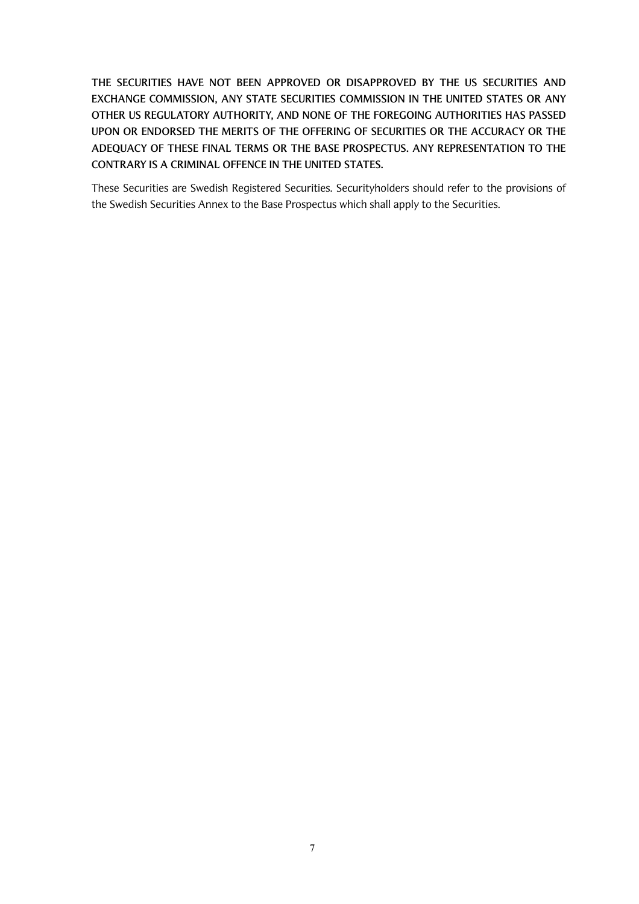**THE SECURITIES HAVE NOT BEEN APPROVED OR DISAPPROVED BY THE US SECURITIES AND EXCHANGE COMMISSION, ANY STATE SECURITIES COMMISSION IN THE UNITED STATES OR ANY OTHER US REGULATORY AUTHORITY, AND NONE OF THE FOREGOING AUTHORITIES HAS PASSED UPON OR ENDORSED THE MERITS OF THE OFFERING OF SECURITIES OR THE ACCURACY OR THE ADEQUACY OF THESE FINAL TERMS OR THE BASE PROSPECTUS. ANY REPRESENTATION TO THE CONTRARY IS A CRIMINAL OFFENCE IN THE UNITED STATES.**

These Securities are Swedish Registered Securities. Securityholders should refer to the provisions of the Swedish Securities Annex to the Base Prospectus which shall apply to the Securities.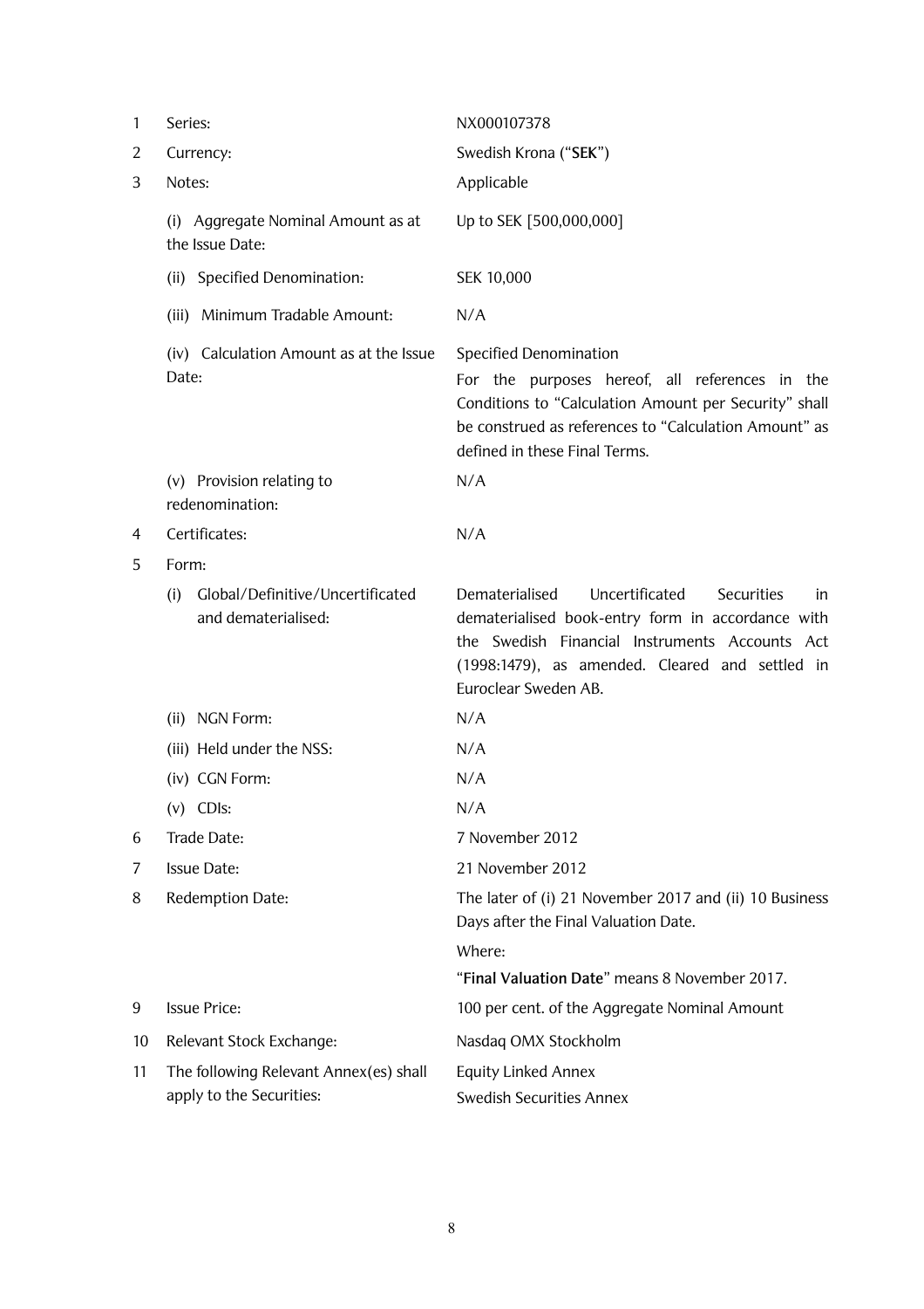| | | |
|---|---|---|
| 1 | Series: | NX000107378 |
| 2 | Currency: | Swedish Krona ("**SEK**") |
| 3 | Notes: | Applicable |
| | (i) Aggregate Nominal Amount as at the Issue Date: | Up to SEK [500,000,000] |
| | (ii) Specified Denomination: | SEK 10,000 |
| | (iii) Minimum Tradable Amount: | N/A |
| | (iv) Calculation Amount as at the Issue Date: | Specified Denomination<br>For the purposes hereof, all references in the Conditions to "Calculation Amount per Security" shall be construed as references to "Calculation Amount" as defined in these Final Terms. |
| | (v) Provision relating to redenomination: | N/A |
| 4 | Certificates: | N/A |
| 5 | Form: | |
| | (i) Global/Definitive/Uncertificated and dematerialised: | Dematerialised Uncertificated Securities in dematerialised book-entry form in accordance with the Swedish Financial Instruments Accounts Act (1998:1479), as amended. Cleared and settled in Euroclear Sweden AB. |
| | (ii) NGN Form: | N/A |
| | (iii) Held under the NSS: | N/A |
| | (iv) CGN Form: | N/A |
| | (v) CDIs: | N/A |
| 6 | Trade Date: | 7 November 2012 |
| 7 | Issue Date: | 21 November 2012 |
| 8 | Redemption Date: | The later of (i) 21 November 2017 and (ii) 10 Business Days after the Final Valuation Date.<br>Where:<br>"**Final Valuation Date**" means 8 November 2017. |
| 9 | Issue Price: | 100 per cent. of the Aggregate Nominal Amount |
| 10 | Relevant Stock Exchange: | Nasdaq OMX Stockholm |
| 11 | The following Relevant Annex(es) shall apply to the Securities: | Equity Linked Annex<br>Swedish Securities Annex |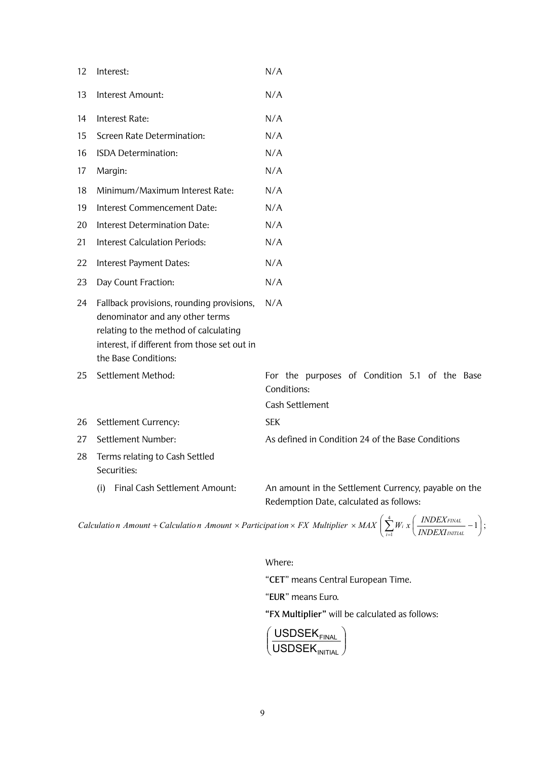| | | |
|---|---|---|
| 12 | Interest: | N/A |
| 13 | Interest Amount: | N/A |
| 14 | Interest Rate: | N/A |
| 15 | Screen Rate Determination: | N/A |
| 16 | ISDA Determination: | N/A |
| 17 | Margin: | N/A |
| 18 | Minimum/Maximum Interest Rate: | N/A |
| 19 | Interest Commencement Date: | N/A |
| 20 | Interest Determination Date: | N/A |
| 21 | Interest Calculation Periods: | N/A |
| 22 | Interest Payment Dates: | N/A |
| 23 | Day Count Fraction: | N/A |
| 24 | Fallback provisions, rounding provisions, denominator and any other terms relating to the method of calculating interest, if different from those set out in the Base Conditions: | N/A |
| 25 | Settlement Method: | For the purposes of Condition 5.1 of the Base Conditions:<br>Cash Settlement |
| 26 | Settlement Currency: | SEK |
| 27 | Settlement Number: | As defined in Condition 24 of the Base Conditions |
| 28 | Terms relating to Cash Settled Securities: | |
| | (i) Final Cash Settlement Amount: | An amount in the Settlement Currency, payable on the Redemption Date, calculated as follows: |

$$Calculation\ Amount + Calculation\ Amount \times Participation \times FX\ Multiplier \times MAX\left(\sum_{i=1}^{4} W_i\ x\left(\frac{INDEX_{FINAL}}{INDEXI_{INITIAL}} - 1\right)\right);$$

Where:

"**CET**" means Central European Time.

"**EUR**" means Euro.

**"FX Multiplier"** will be calculated as follows:

$$\left(\frac{USDSEK_{FINAL}}{USDSEK_{INITIAL}}\right)$$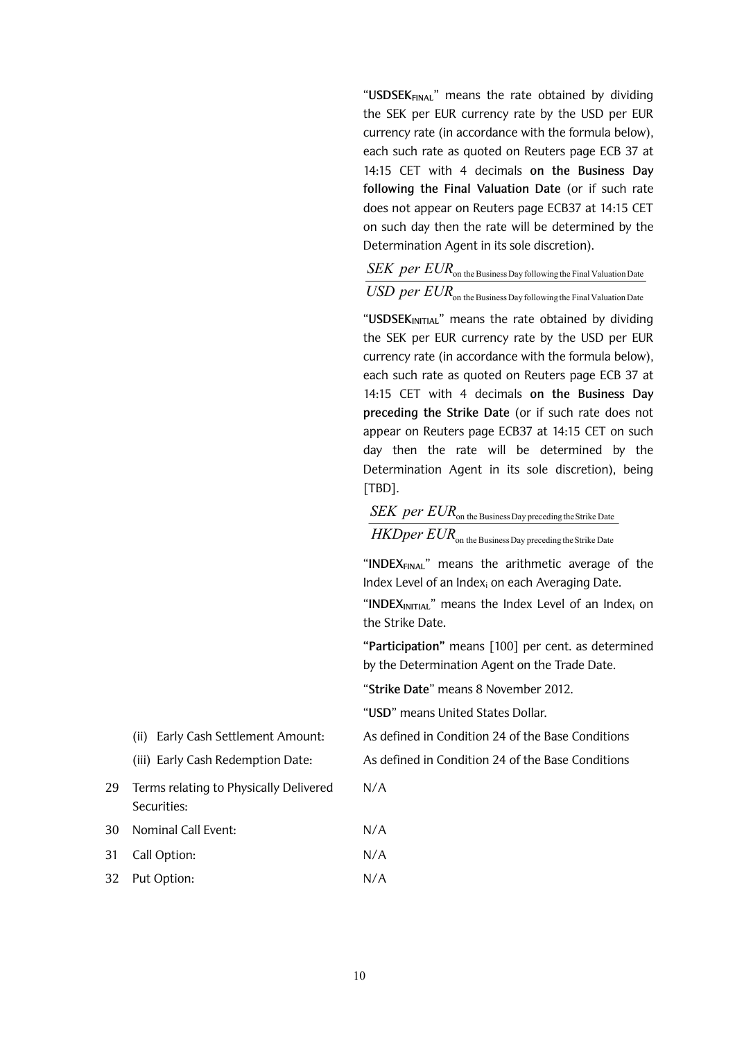"**USDSEK$_{FINAL}$**" means the rate obtained by dividing the SEK per EUR currency rate by the USD per EUR currency rate (in accordance with the formula below), each such rate as quoted on Reuters page ECB 37 at 14:15 CET with 4 decimals **on the Business Day following the Final Valuation Date** (or if such rate does not appear on Reuters page ECB37 at 14:15 CET on such day then the rate will be determined by the Determination Agent in its sole discretion).

$$\frac{SEK\ per\ EUR_{\text{on the Business Day following the Final Valuation Date}}}{USD\ per\ EUR_{\text{on the Business Day following the Final Valuation Date}}}$$

"**USDSEK$_{INITIAL}$**" means the rate obtained by dividing the SEK per EUR currency rate by the USD per EUR currency rate (in accordance with the formula below), each such rate as quoted on Reuters page ECB 37 at 14:15 CET with 4 decimals **on the Business Day preceding the Strike Date** (or if such rate does not appear on Reuters page ECB37 at 14:15 CET on such day then the rate will be determined by the Determination Agent in its sole discretion), being [TBD].

$$\frac{SEK\ per\ EUR_{\text{on the Business Day preceding the Strike Date}}}{HKDper\ EUR_{\text{on the Business Day preceding the Strike Date}}}$$

"**INDEX$_{FINAL}$**" means the arithmetic average of the Index Level of an Index$_i$ on each Averaging Date.

"**INDEX$_{INITIAL}$**" means the Index Level of an Index$_i$ on the Strike Date.

**"Participation"** means [100] per cent. as determined by the Determination Agent on the Trade Date.

"**Strike Date**" means 8 November 2012.

"**USD**" means United States Dollar.

| | | |
|---|---|---|
| | (ii) Early Cash Settlement Amount: | As defined in Condition 24 of the Base Conditions |
| | (iii) Early Cash Redemption Date: | As defined in Condition 24 of the Base Conditions |
| 29 | Terms relating to Physically Delivered Securities: | N/A |
| 30 | Nominal Call Event: | N/A |
| 31 | Call Option: | N/A |
| 32 | Put Option: | N/A |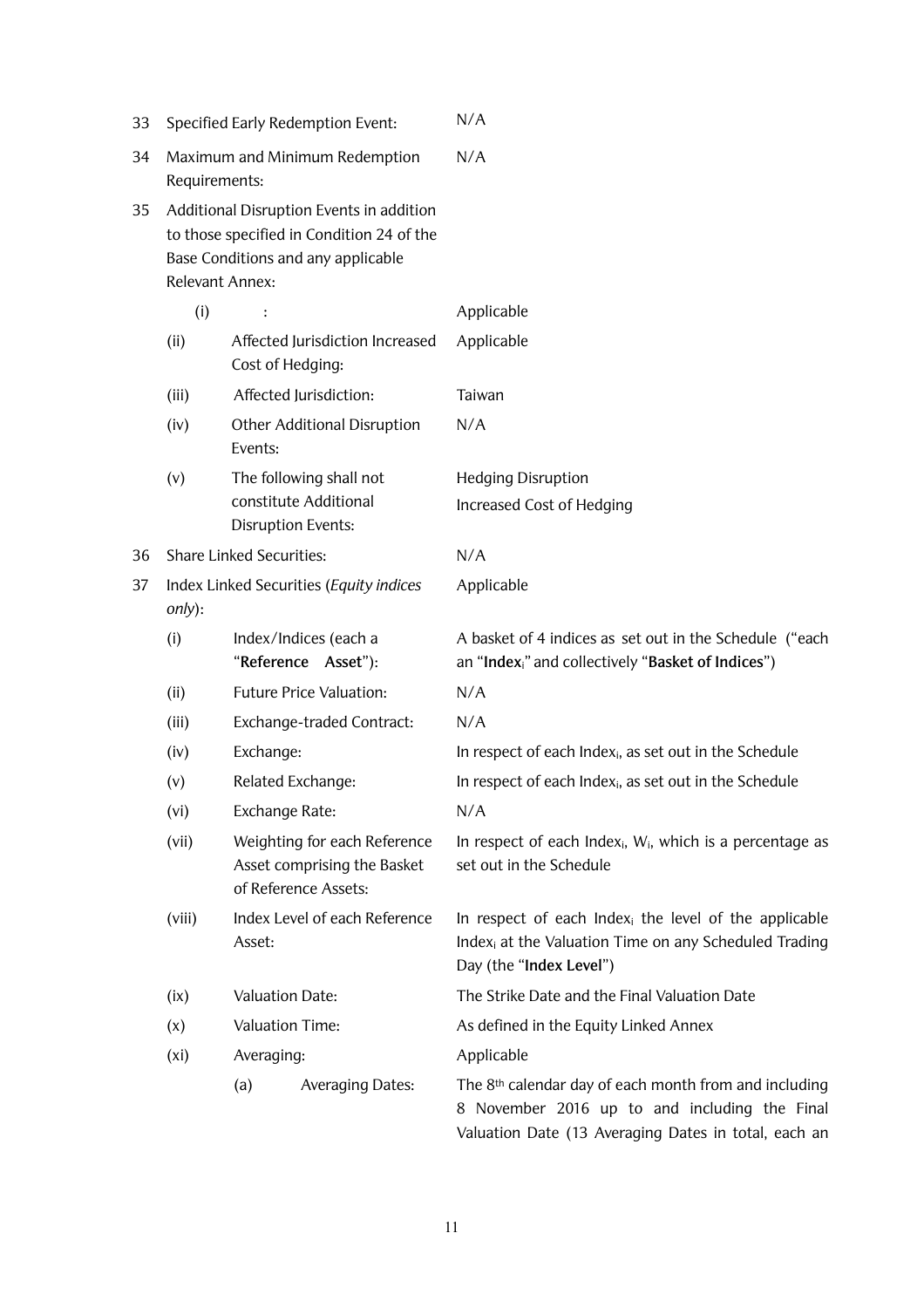| | | |
|---|---|---|
| 33 | Specified Early Redemption Event: | N/A |
| 34 | Maximum and Minimum Redemption Requirements: | N/A |
| 35 | Additional Disruption Events in addition to those specified in Condition 24 of the Base Conditions and any applicable Relevant Annex: | |
| | (i) : | Applicable |
| | (ii) Affected Jurisdiction Increased Cost of Hedging: | Applicable |
| | (iii) Affected Jurisdiction: | Taiwan |
| | (iv) Other Additional Disruption Events: | N/A |
| | (v) The following shall not constitute Additional Disruption Events: | Hedging Disruption<br>Increased Cost of Hedging |
| 36 | Share Linked Securities: | N/A |
| 37 | Index Linked Securities (*Equity indices only*): | Applicable |
| | (i) Index/Indices (each a "**Reference Asset**"): | A basket of 4 indices as set out in the Schedule ("each an "**Index**$_i$" and collectively "**Basket of Indices**") |
| | (ii) Future Price Valuation: | N/A |
| | (iii) Exchange-traded Contract: | N/A |
| | (iv) Exchange: | In respect of each Index$_i$, as set out in the Schedule |
| | (v) Related Exchange: | In respect of each Index$_i$, as set out in the Schedule |
| | (vi) Exchange Rate: | N/A |
| | (vii) Weighting for each Reference Asset comprising the Basket of Reference Assets: | In respect of each Index$_i$, $W_i$, which is a percentage as set out in the Schedule |
| | (viii) Index Level of each Reference Asset: | In respect of each Index$_i$ the level of the applicable Index$_i$ at the Valuation Time on any Scheduled Trading Day (the "**Index Level**") |
| | (ix) Valuation Date: | The Strike Date and the Final Valuation Date |
| | (x) Valuation Time: | As defined in the Equity Linked Annex |
| | (xi) Averaging: | Applicable |
| | (a) Averaging Dates: | The 8th calendar day of each month from and including 8 November 2016 up to and including the Final Valuation Date (13 Averaging Dates in total, each an |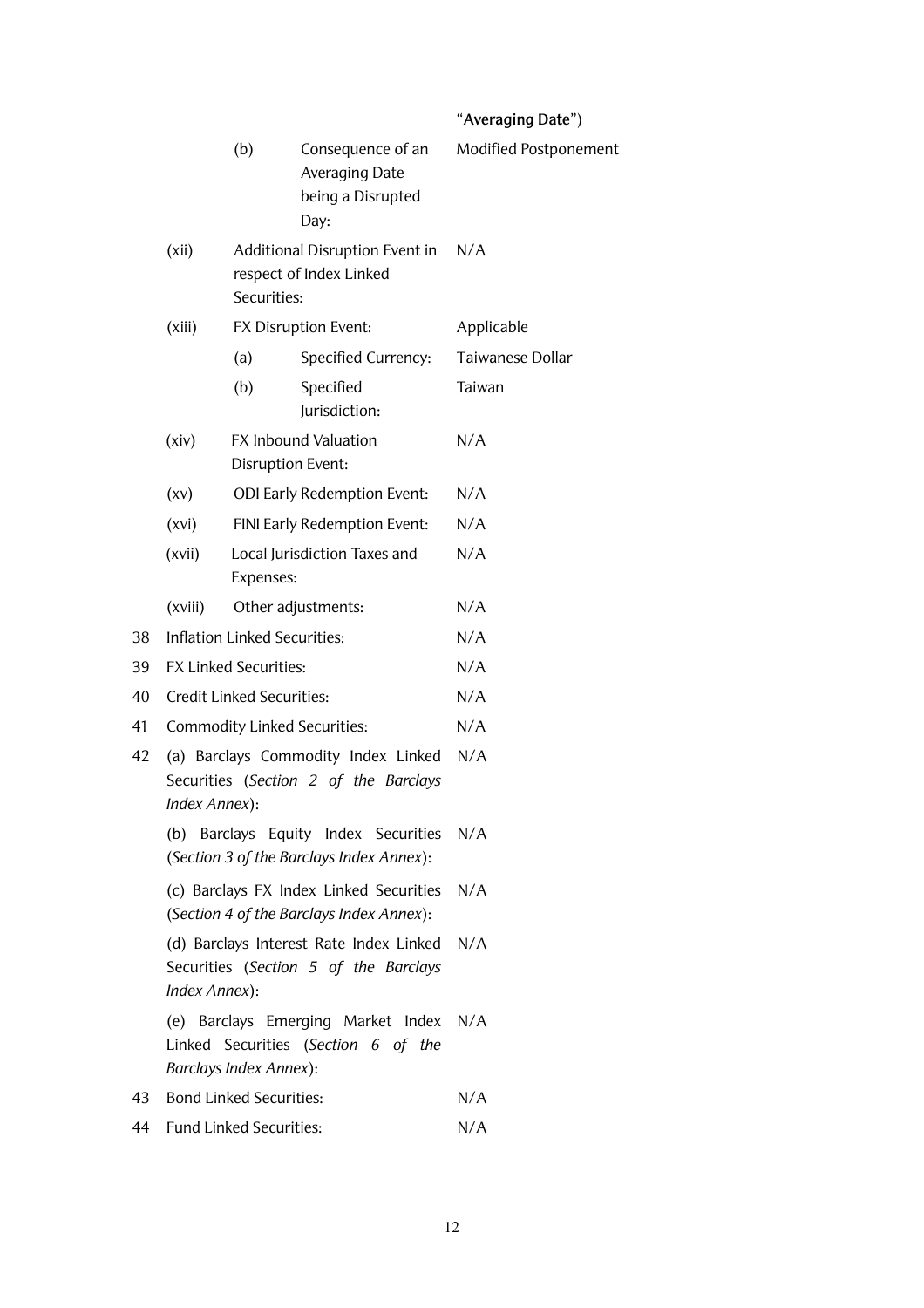| | | | |
|---|---|---|---|
| | | | "**Averaging Date**") |
| | (b) | Consequence of an Averaging Date being a Disrupted Day: | Modified Postponement |
| | (xii) | Additional Disruption Event in respect of Index Linked Securities: | N/A |
| | (xiii) | FX Disruption Event: | Applicable |
| | (a) | Specified Currency: | Taiwanese Dollar |
| | (b) | Specified Jurisdiction: | Taiwan |
| | (xiv) | FX Inbound Valuation Disruption Event: | N/A |
| | (xv) | ODI Early Redemption Event: | N/A |
| | (xvi) | FINI Early Redemption Event: | N/A |
| | (xvii) | Local Jurisdiction Taxes and Expenses: | N/A |
| | (xviii) | Other adjustments: | N/A |
| 38 | Inflation Linked Securities: | | N/A |
| 39 | FX Linked Securities: | | N/A |
| 40 | Credit Linked Securities: | | N/A |
| 41 | Commodity Linked Securities: | | N/A |
| 42 | (a) Barclays Commodity Index Linked Securities (*Section 2 of the Barclays Index Annex*): | | N/A |
| | (b) Barclays Equity Index Securities (*Section 3 of the Barclays Index Annex*): | | N/A |
| | (c) Barclays FX Index Linked Securities (*Section 4 of the Barclays Index Annex*): | | N/A |
| | (d) Barclays Interest Rate Index Linked Securities (*Section 5 of the Barclays Index Annex*): | | N/A |
| | (e) Barclays Emerging Market Index Linked Securities (*Section 6 of the Barclays Index Annex*): | | N/A |
| 43 | Bond Linked Securities: | | N/A |
| 44 | Fund Linked Securities: | | N/A |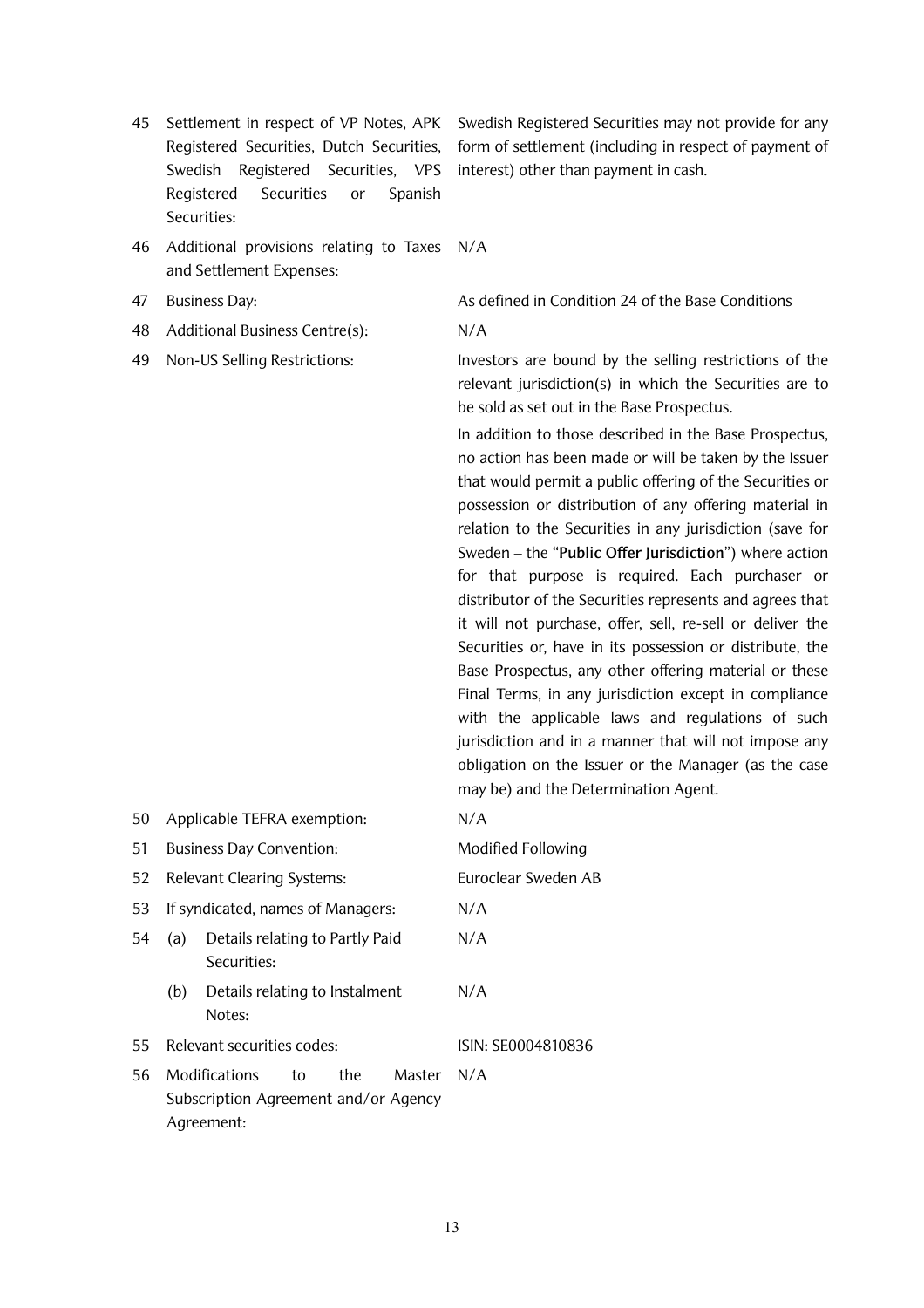| | | |
|---|---|---|
| 45 | Settlement in respect of VP Notes, APK Registered Securities, Dutch Securities, Swedish Registered Securities, VPS Registered Securities or Spanish Securities: | Swedish Registered Securities may not provide for any form of settlement (including in respect of payment of interest) other than payment in cash. |
| 46 | Additional provisions relating to Taxes and Settlement Expenses: | N/A |
| 47 | Business Day: | As defined in Condition 24 of the Base Conditions |
| 48 | Additional Business Centre(s): | N/A |
| 49 | Non-US Selling Restrictions: | Investors are bound by the selling restrictions of the relevant jurisdiction(s) in which the Securities are to be sold as set out in the Base Prospectus.<br><br>In addition to those described in the Base Prospectus, no action has been made or will be taken by the Issuer that would permit a public offering of the Securities or possession or distribution of any offering material in relation to the Securities in any jurisdiction (save for Sweden – the "**Public Offer Jurisdiction**") where action for that purpose is required. Each purchaser or distributor of the Securities represents and agrees that it will not purchase, offer, sell, re-sell or deliver the Securities or, have in its possession or distribute, the Base Prospectus, any other offering material or these Final Terms, in any jurisdiction except in compliance with the applicable laws and regulations of such jurisdiction and in a manner that will not impose any obligation on the Issuer or the Manager (as the case may be) and the Determination Agent. |
| 50 | Applicable TEFRA exemption: | N/A |
| 51 | Business Day Convention: | Modified Following |
| 52 | Relevant Clearing Systems: | Euroclear Sweden AB |
| 53 | If syndicated, names of Managers: | N/A |
| 54 | (a) Details relating to Partly Paid Securities: | N/A |
| | (b) Details relating to Instalment Notes: | N/A |
| 55 | Relevant securities codes: | ISIN: SE0004810836 |
| 56 | Modifications to the Master Subscription Agreement and/or Agency Agreement: | N/A |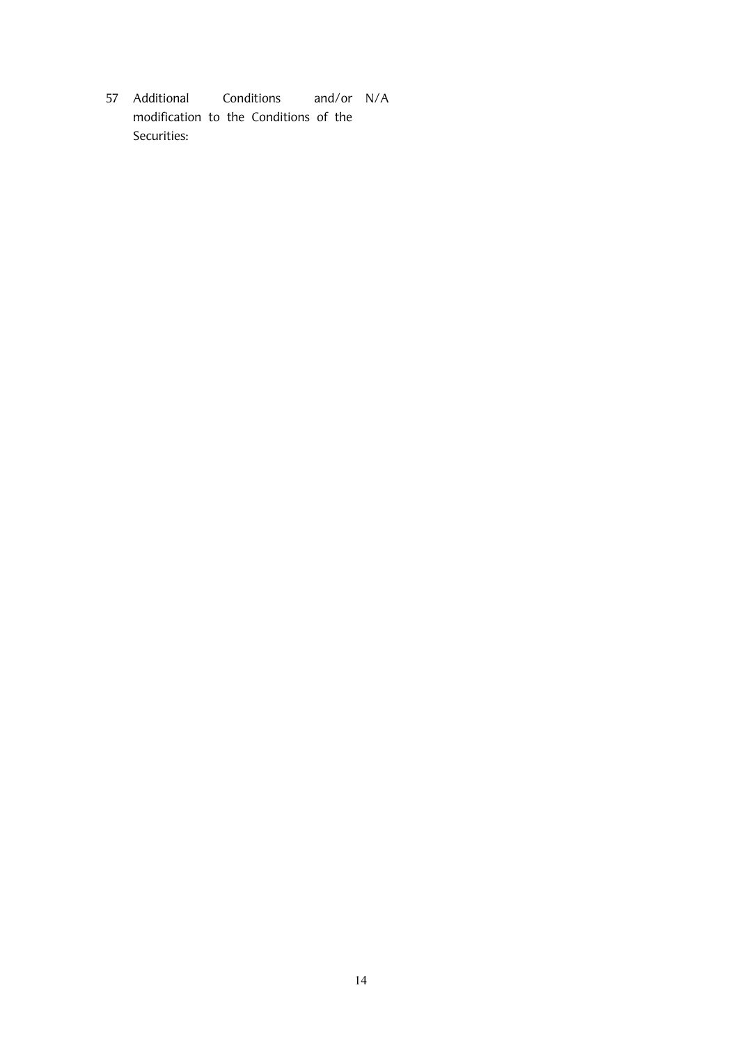| | | |
|---|---|---|
| 57 | Additional Conditions and/or modification to the Conditions of the Securities: | N/A |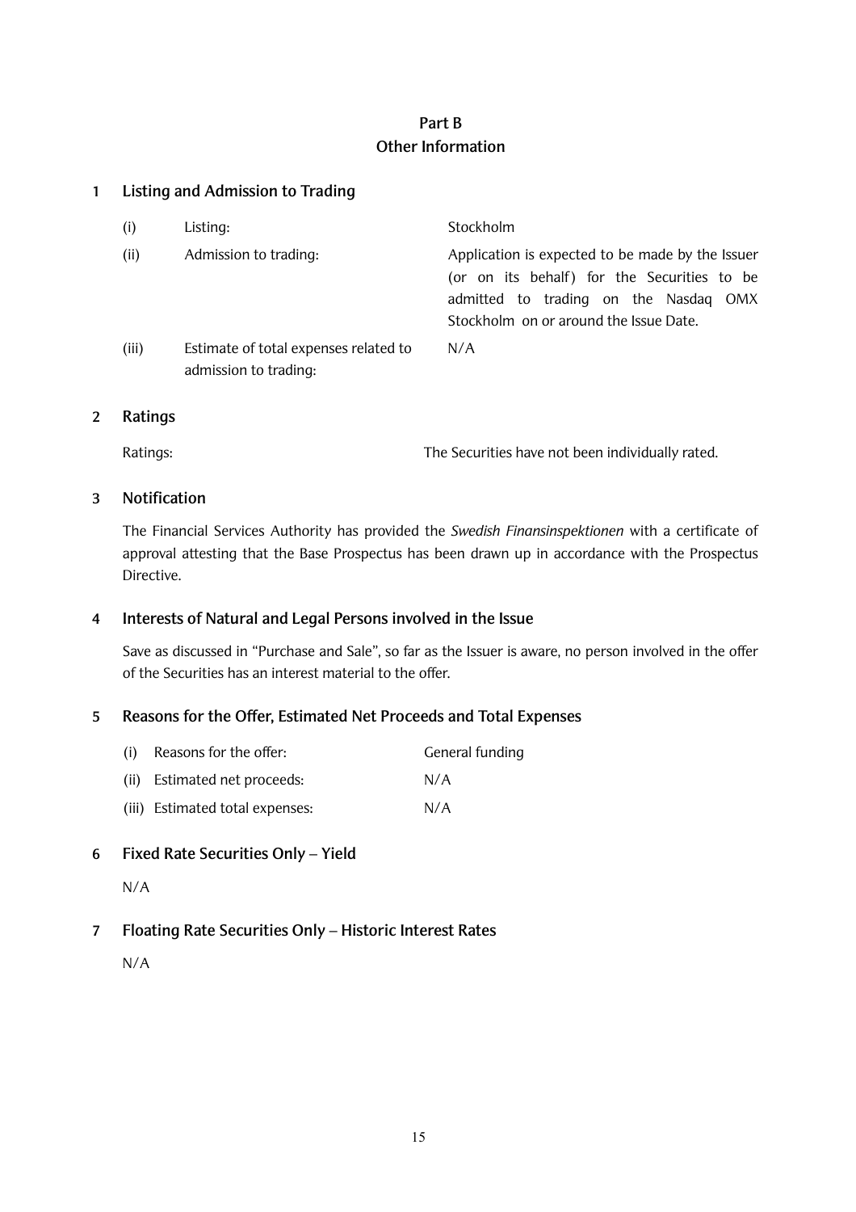# Part B
# Other Information

## 1 Listing and Admission to Trading

| | | |
|---|---|---|
| (i) | Listing: | Stockholm |
| (ii) | Admission to trading: | Application is expected to be made by the Issuer (or on its behalf) for the Securities to be admitted to trading on the Nasdaq OMX Stockholm on or around the Issue Date. |
| (iii) | Estimate of total expenses related to admission to trading: | N/A |

## 2 Ratings

| | |
|---|---|
| Ratings: | The Securities have not been individually rated. |

## 3 Notification

The Financial Services Authority has provided the *Swedish Finansinspektionen* with a certificate of approval attesting that the Base Prospectus has been drawn up in accordance with the Prospectus Directive.

## 4 Interests of Natural and Legal Persons involved in the Issue

Save as discussed in "Purchase and Sale", so far as the Issuer is aware, no person involved in the offer of the Securities has an interest material to the offer.

## 5 Reasons for the Offer, Estimated Net Proceeds and Total Expenses

| | | |
|---|---|---|
| (i) | Reasons for the offer: | General funding |
| (ii) | Estimated net proceeds: | N/A |
| (iii) | Estimated total expenses: | N/A |

## 6 Fixed Rate Securities Only – Yield

N/A

## 7 Floating Rate Securities Only – Historic Interest Rates

N/A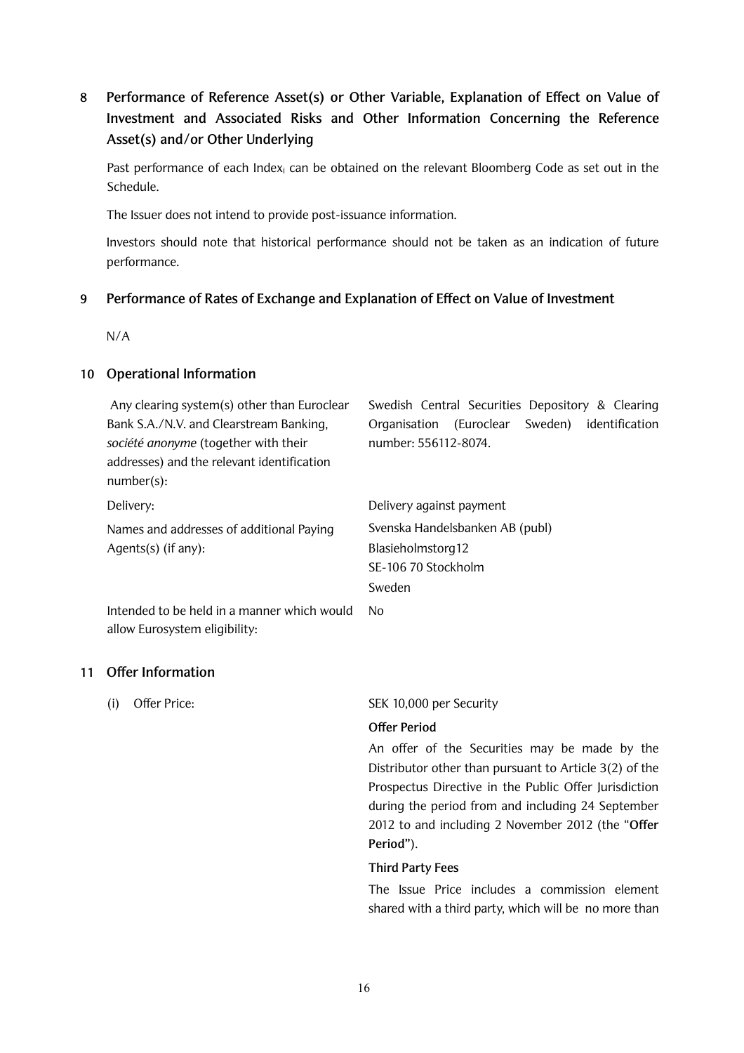## 8 Performance of Reference Asset(s) or Other Variable, Explanation of Effect on Value of Investment and Associated Risks and Other Information Concerning the Reference Asset(s) and/or Other Underlying

Past performance of each $Index_i$ can be obtained on the relevant Bloomberg Code as set out in the Schedule.

The Issuer does not intend to provide post-issuance information.

Investors should note that historical performance should not be taken as an indication of future performance.

## 9 Performance of Rates of Exchange and Explanation of Effect on Value of Investment

N/A

## 10 Operational Information

| | |
|---|---|
| Any clearing system(s) other than Euroclear Bank S.A./N.V. and Clearstream Banking, *société anonyme* (together with their addresses) and the relevant identification number(s): | Swedish Central Securities Depository & Clearing Organisation (Euroclear Sweden) identification number: 556112-8074. |
| Delivery: | Delivery against payment |
| Names and addresses of additional Paying Agents(s) (if any): | Svenska Handelsbanken AB (publ)<br>Blasieholmstorg12<br>SE-106 70 Stockholm<br>Sweden |
| Intended to be held in a manner which would allow Eurosystem eligibility: | No |

## 11 Offer Information

(i) Offer Price: SEK 10,000 per Security

**Offer Period**

An offer of the Securities may be made by the Distributor other than pursuant to Article 3(2) of the Prospectus Directive in the Public Offer Jurisdiction during the period from and including 24 September 2012 to and including 2 November 2012 (the "**Offer Period"**).

**Third Party Fees**

The Issue Price includes a commission element shared with a third party, which will be no more than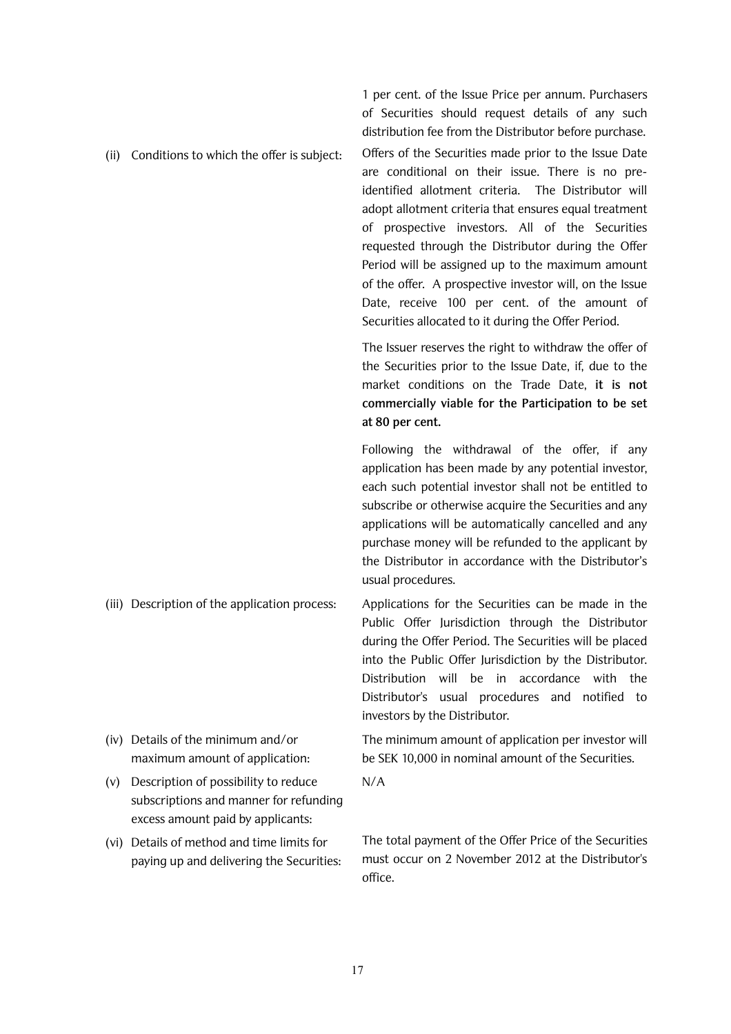| | |
|---|---|
| | 1 per cent. of the Issue Price per annum. Purchasers of Securities should request details of any such distribution fee from the Distributor before purchase. |
| (ii) Conditions to which the offer is subject: | Offers of the Securities made prior to the Issue Date are conditional on their issue. There is no pre-identified allotment criteria. The Distributor will adopt allotment criteria that ensures equal treatment of prospective investors. All of the Securities requested through the Distributor during the Offer Period will be assigned up to the maximum amount of the offer. A prospective investor will, on the Issue Date, receive 100 per cent. of the amount of Securities allocated to it during the Offer Period.<br><br>The Issuer reserves the right to withdraw the offer of the Securities prior to the Issue Date, if, due to the market conditions on the Trade Date, **it is not commercially viable for the Participation to be set at 80 per cent.**<br><br>Following the withdrawal of the offer, if any application has been made by any potential investor, each such potential investor shall not be entitled to subscribe or otherwise acquire the Securities and any applications will be automatically cancelled and any purchase money will be refunded to the applicant by the Distributor in accordance with the Distributor's usual procedures. |
| (iii) Description of the application process: | Applications for the Securities can be made in the Public Offer Jurisdiction through the Distributor during the Offer Period. The Securities will be placed into the Public Offer Jurisdiction by the Distributor. Distribution will be in accordance with the Distributor's usual procedures and notified to investors by the Distributor. |
| (iv) Details of the minimum and/or maximum amount of application: | The minimum amount of application per investor will be SEK 10,000 in nominal amount of the Securities. |
| (v) Description of possibility to reduce subscriptions and manner for refunding excess amount paid by applicants: | N/A |
| (vi) Details of method and time limits for paying up and delivering the Securities: | The total payment of the Offer Price of the Securities must occur on 2 November 2012 at the Distributor's office. |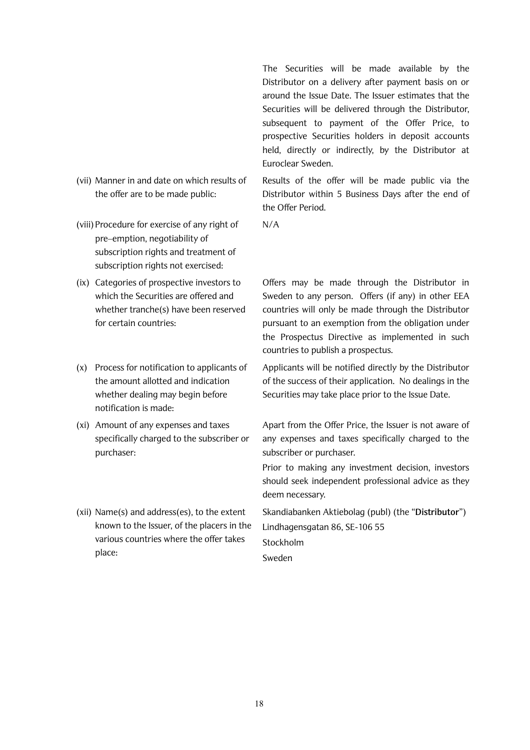| | |
|---|---|
| | The Securities will be made available by the Distributor on a delivery after payment basis on or around the Issue Date. The Issuer estimates that the Securities will be delivered through the Distributor, subsequent to payment of the Offer Price, to prospective Securities holders in deposit accounts held, directly or indirectly, by the Distributor at Euroclear Sweden. |
| (vii) Manner in and date on which results of the offer are to be made public: | Results of the offer will be made public via the Distributor within 5 Business Days after the end of the Offer Period. |
| (viii) Procedure for exercise of any right of pre–emption, negotiability of subscription rights and treatment of subscription rights not exercised: | N/A |
| (ix) Categories of prospective investors to which the Securities are offered and whether tranche(s) have been reserved for certain countries: | Offers may be made through the Distributor in Sweden to any person. Offers (if any) in other EEA countries will only be made through the Distributor pursuant to an exemption from the obligation under the Prospectus Directive as implemented in such countries to publish a prospectus. |
| (x) Process for notification to applicants of the amount allotted and indication whether dealing may begin before notification is made: | Applicants will be notified directly by the Distributor of the success of their application. No dealings in the Securities may take place prior to the Issue Date. |
| (xi) Amount of any expenses and taxes specifically charged to the subscriber or purchaser: | Apart from the Offer Price, the Issuer is not aware of any expenses and taxes specifically charged to the subscriber or purchaser.<br>Prior to making any investment decision, investors should seek independent professional advice as they deem necessary. |
| (xii) Name(s) and address(es), to the extent known to the Issuer, of the placers in the various countries where the offer takes place: | Skandiabanken Aktiebolag (publ) (the "**Distributor**")<br>Lindhagensgatan 86, SE-106 55<br>Stockholm<br>Sweden |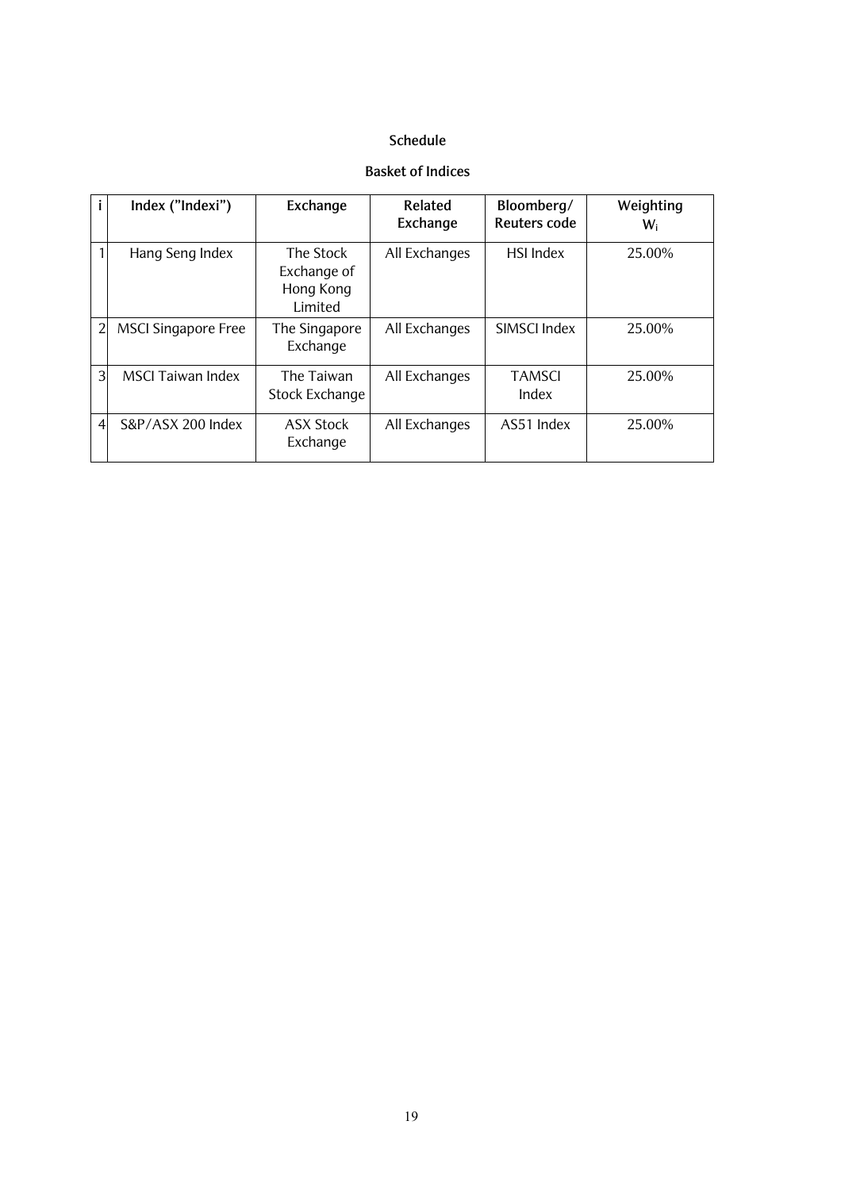**Schedule**

**Basket of Indices**

| i | Index ("Indexi") | Exchange | Related Exchange | Bloomberg/ Reuters code | Weighting $W_i$ |
|---|---|---|---|---|---|
| 1 | Hang Seng Index | The Stock Exchange of Hong Kong Limited | All Exchanges | HSI Index | 25.00% |
| 2 | MSCI Singapore Free | The Singapore Exchange | All Exchanges | SIMSCI Index | 25.00% |
| 3 | MSCI Taiwan Index | The Taiwan Stock Exchange | All Exchanges | TAMSCI Index | 25.00% |
| 4 | S&P/ASX 200 Index | ASX Stock Exchange | All Exchanges | AS51 Index | 25.00% |